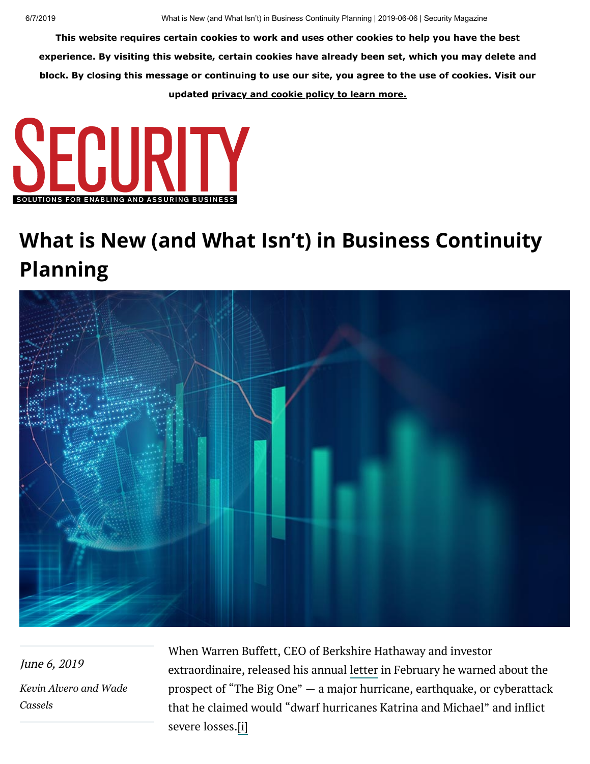This website requires certain cookies to work and uses other cookies to help you have the best experience. By visiting this website, certain cookies have already been set, which you may delete and block. By closing this message or continuing to use our site, you agree to the use of cookies. Visit our updated privacy and cookie policy to learn more.

SECURITY

SOLUTIONS FOR ENABLING AND ASSURING BUSINESS

# What is New (and What Isn't) in Business Continuity Planning

*June 6, 2019*

*Kevin Alvero and Wade Cassels*

When Warren Buffett, CEO of Berkshire Hathaway and investor extraordinaire, released his annual letter in February he warned about the prospect of "The Big One" — a major hurricane, earthquake, or cyberattack that he claimed would "dwarf hurricanes Katrina and Michael" and inflict severe losses.[i]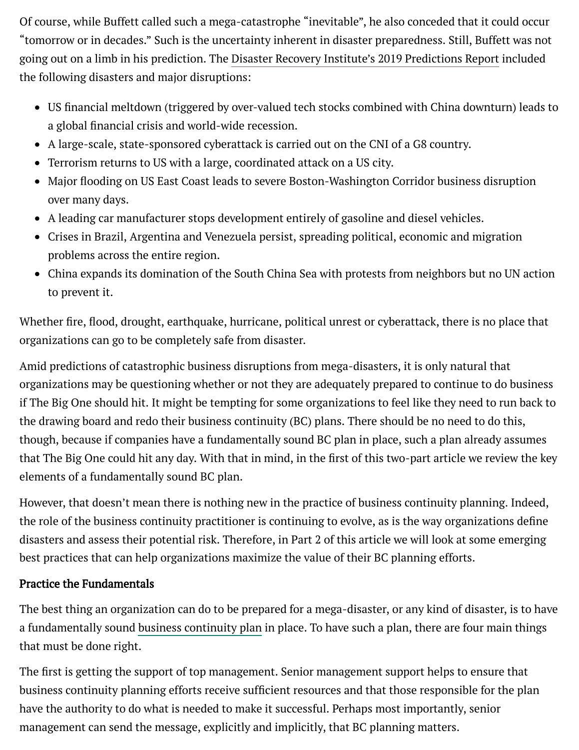Of course, while Buffett called such a mega-catastrophe "inevitable", he also conceded that it could occur "tomorrow or in decades." Such is the uncertainty inherent in disaster preparedness. Still, Buffett was not going out on a limb in his prediction. The Disaster Recovery Institute's 2019 Predictions Report included the following disasters and major disruptions:

- US financial meltdown (triggered by over-valued tech stocks combined with China downturn) leads to a global financial crisis and world-wide recession.
- A large-scale, state-sponsored cyberattack is carried out on the CNI of a G8 country.
- Terrorism returns to US with a large, coordinated attack on a US city.
- Major flooding on US East Coast leads to severe Boston-Washington Corridor business disruption over many days.
- A leading car manufacturer stops development entirely of gasoline and diesel vehicles.
- Crises in Brazil, Argentina and Venezuela persist, spreading political, economic and migration problems across the entire region.
- China expands its domination of the South China Sea with protests from neighbors but no UN action to prevent it.

Whether fire, flood, drought, earthquake, hurricane, political unrest or cyberattack, there is no place that organizations can go to be completely safe from disaster.

Amid predictions of catastrophic business disruptions from mega-disasters, it is only natural that organizations may be questioning whether or not they are adequately prepared to continue to do business if The Big One should hit. It might be tempting for some organizations to feel like they need to run back to the drawing board and redo their business continuity (BC) plans. There should be no need to do this, though, because if companies have a fundamentally sound BC plan in place, such a plan already assumes that The Big One could hit any day. With that in mind, in the first of this two-part article we review the key elements of a fundamentally sound BC plan.

However, that doesn't mean there is nothing new in the practice of business continuity planning. Indeed, the role of the business continuity practitioner is continuing to evolve, as is the way organizations define disasters and assess their potential risk. Therefore, in Part 2 of this article we will look at some emerging best practices that can help organizations maximize the value of their BC planning efforts.

## Practice the Fundamentals

The best thing an organization can do to be prepared for a mega-disaster, or any kind of disaster, is to have a fundamentally sound business continuity plan in place. To have such a plan, there are four main things that must be done right.

The first is getting the support of top management. Senior management support helps to ensure that business continuity planning efforts receive sufficient resources and that those responsible for the plan have the authority to do what is needed to make it successful. Perhaps most importantly, senior management can send the message, explicitly and implicitly, that BC planning matters.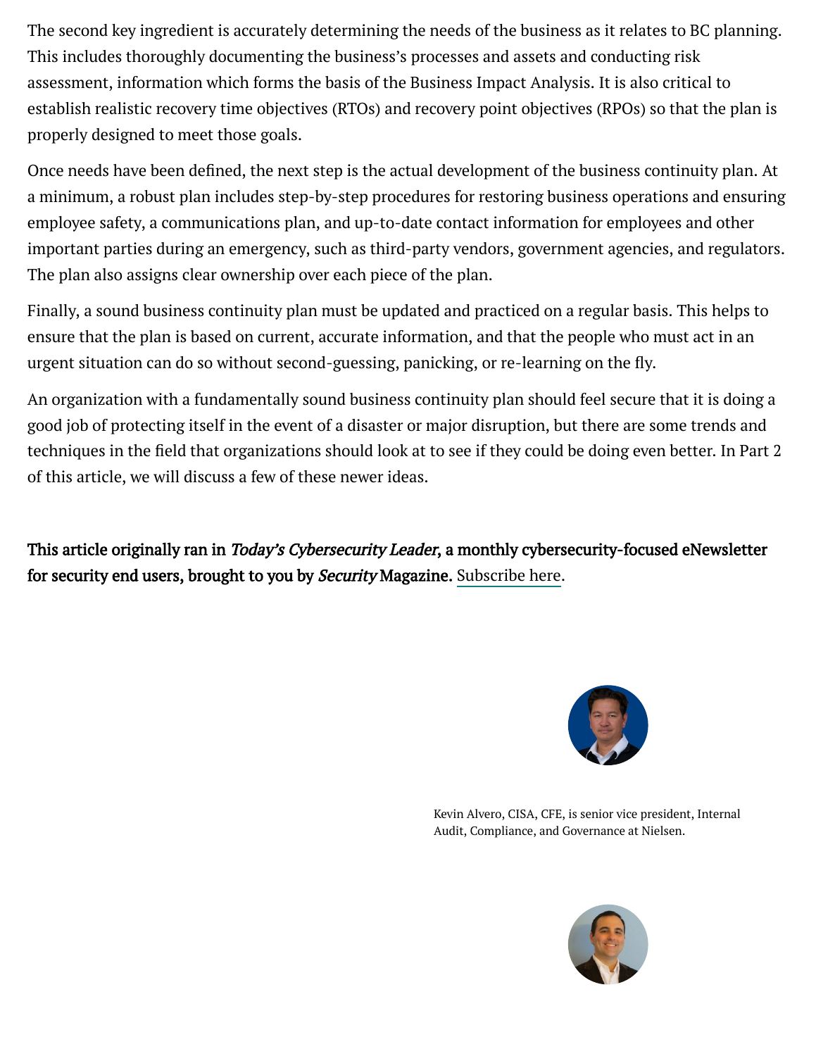The second key ingredient is accurately determining the needs of the business as it relates to BC planning. This includes thoroughly documenting the business's processes and assets and conducting risk assessment, information which forms the basis of the Business Impact Analysis. It is also critical to establish realistic recovery time objectives (RTOs) and recovery point objectives (RPOs) so that the plan is properly designed to meet those goals.

Once needs have been defined, the next step is the actual development of the business continuity plan. At a minimum, a robust plan includes step-by-step procedures for restoring business operations and ensuring employee safety, a communications plan, and up-to-date contact information for employees and other important parties during an emergency, such as third-party vendors, government agencies, and regulators. The plan also assigns clear ownership over each piece of the plan.

Finally, a sound business continuity plan must be updated and practiced on a regular basis. This helps to ensure that the plan is based on current, accurate information, and that the people who must act in an urgent situation can do so without second-guessing, panicking, or re-learning on the fly.

An organization with a fundamentally sound business continuity plan should feel secure that it is doing a good job of protecting itself in the event of a disaster or major disruption, but there are some trends and techniques in the field that organizations should look at to see if they could be doing even better. In Part 2 of this article, we will discuss a few of these newer ideas.

**This article originally ran in *Today's Cybersecurity Leader*, a monthly cybersecurity-focused eNewsletter for security end users, brought to you by *Security* Magazine.** Subscribe here.

Kevin Alvero, CISA, CFE, is senior vice president, Internal Audit, Compliance, and Governance at Nielsen.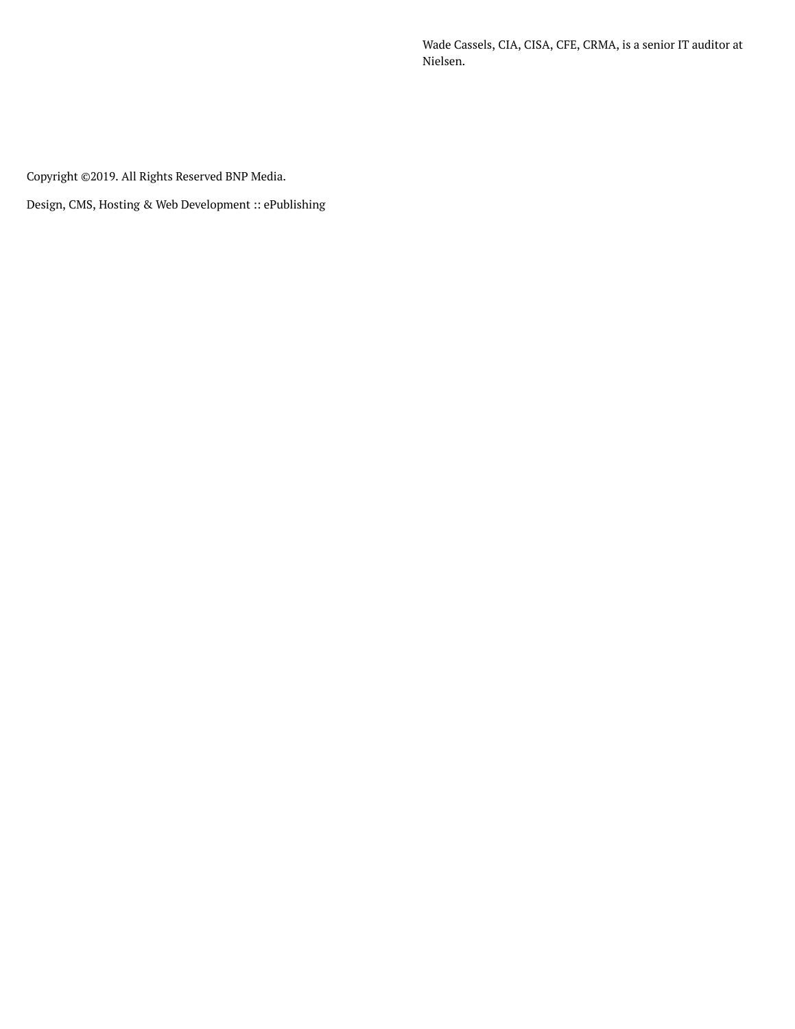Wade Cassels, CIA, CISA, CFE, CRMA, is a senior IT auditor at Nielsen.

Copyright ©2019. All Rights Reserved BNP Media.

Design, CMS, Hosting & Web Development :: ePublishing